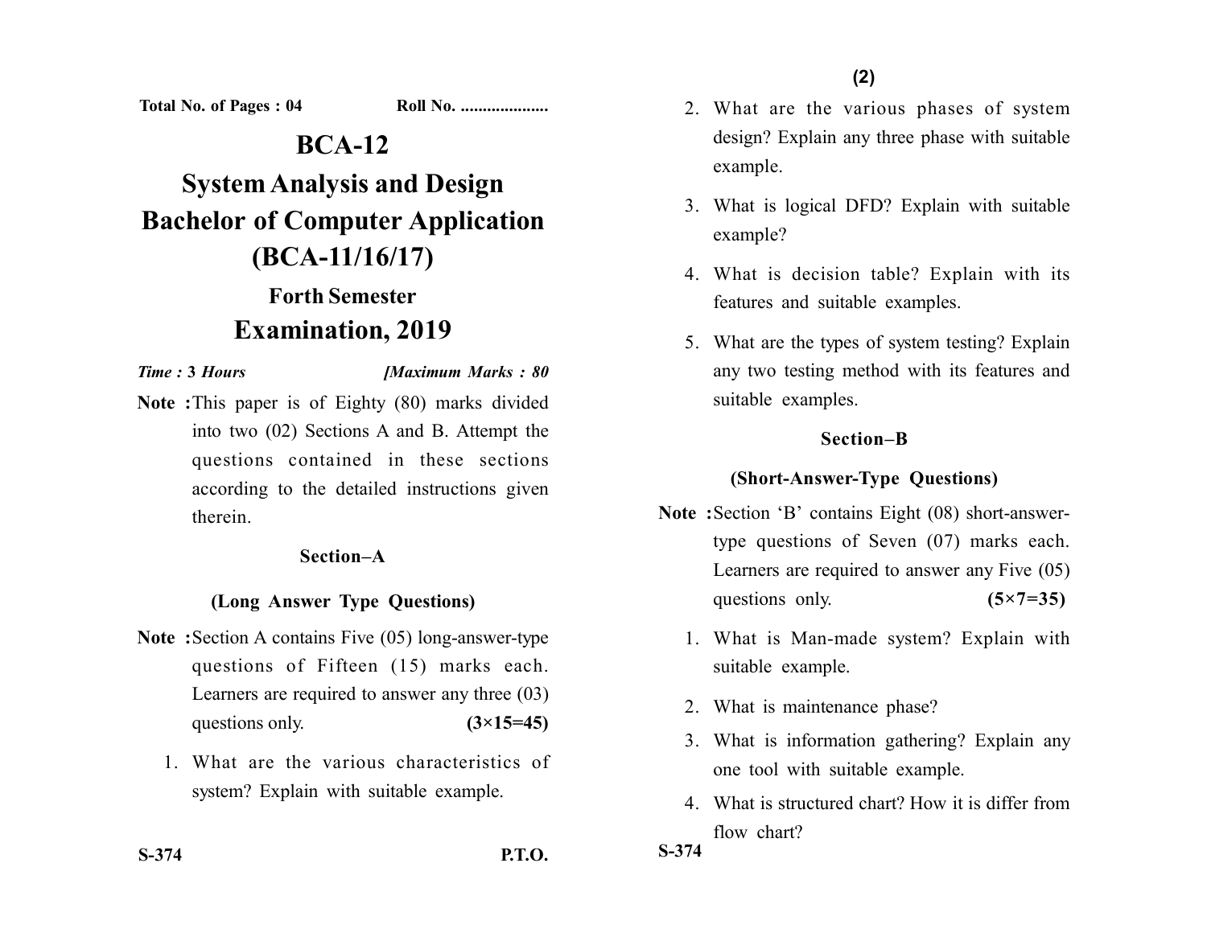Total No. of Pages : 04 Roll No. ....................

# BCA-12

# System Analysis and Design

## Bachelor of Computer Application (BCA-11/16/17)

### Forth Semester

### Examination, 2019

*Time :* **3** *Hours* *[Maximum Marks : 80*

**Note :** This paper is of Eighty (80) marks divided into two (02) Sections A and B. Attempt the questions contained in these sections according to the detailed instructions given therein.

### Section–A

### (Long Answer Type Questions)

**Note :** Section A contains Five (05) long-answer-type questions of Fifteen (15) marks each. Learners are required to answer any three (03) questions only. **(3×15=45)**

1. What are the various characteristics of system? Explain with suitable example.

S-374 P.T.O.

2. What are the various phases of system design? Explain any three phase with suitable example.
3. What is logical DFD? Explain with suitable example?
4. What is decision table? Explain with its features and suitable examples.
5. What are the types of system testing? Explain any two testing method with its features and suitable examples.

### Section–B

### (Short-Answer-Type Questions)

**Note :** Section 'B' contains Eight (08) short-answer-type questions of Seven (07) marks each. Learners are required to answer any Five (05) questions only. **(5×7=35)**

1. What is Man-made system? Explain with suitable example.
2. What is maintenance phase?
3. What is information gathering? Explain any one tool with suitable example.
4. What is structured chart? How it is differ from flow chart?

S-374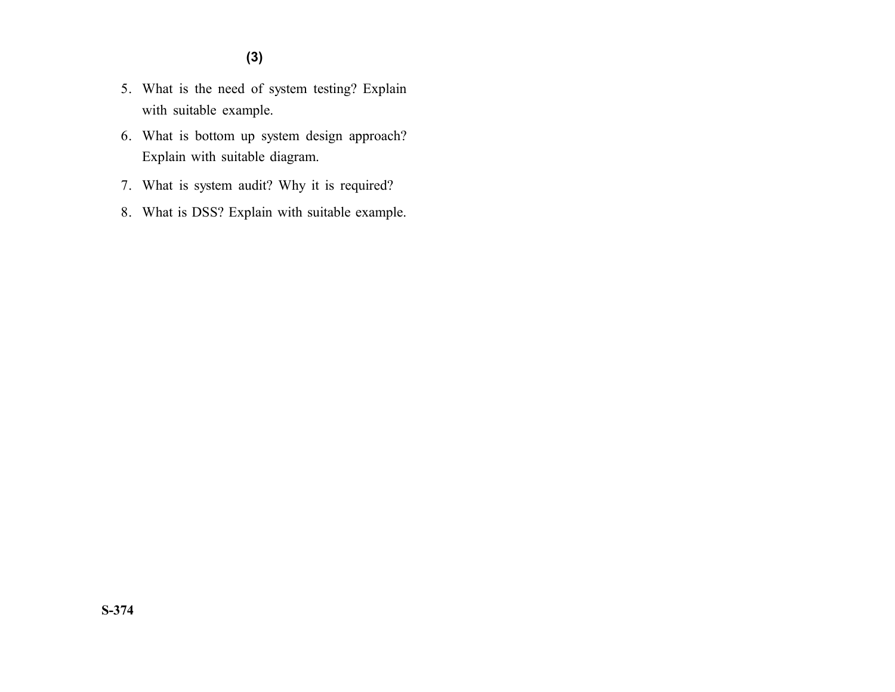5. What is the need of system testing? Explain with suitable example.
6. What is bottom up system design approach? Explain with suitable diagram.
7. What is system audit? Why it is required?
8. What is DSS? Explain with suitable example.

S-374